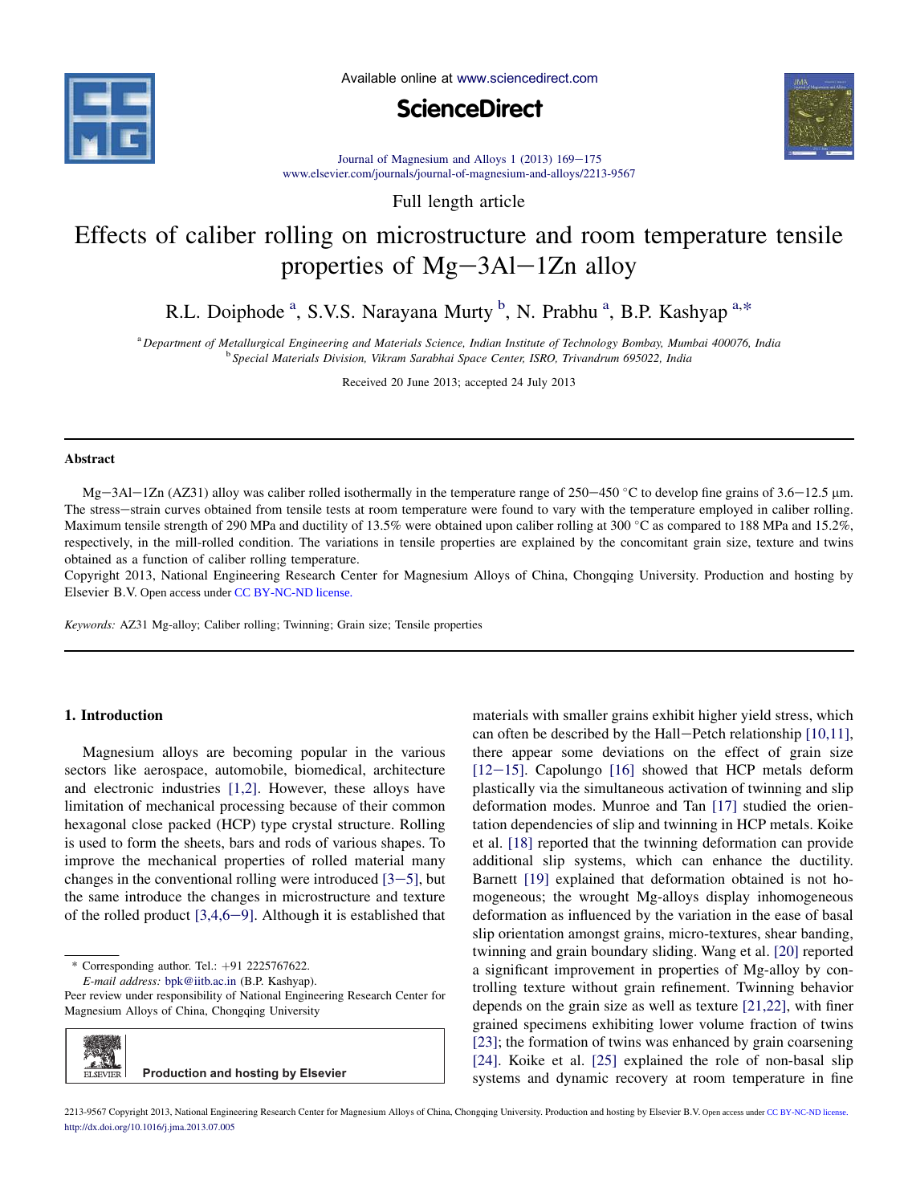Full length article

# Effects of caliber rolling on microstructure and room temperature tensile properties of Mg−3Al−1Zn alloy

R.L. Doiphode [a], S.V.S. Narayana Murty [b], N. Prabhu [a], B.P. Kashyap [a,*]

[a] Department of Metallurgical Engineering and Materials Science, Indian Institute of Technology Bombay, Mumbai 400076, India
[b] Special Materials Division, Vikram Sarabhai Space Center, ISRO, Trivandrum 695022, India

Received 20 June 2013; accepted 24 July 2013

## Abstract

Mg−3Al−1Zn (AZ31) alloy was caliber rolled isothermally in the temperature range of 250−450 °C to develop fine grains of 3.6−12.5 μm. The stress−strain curves obtained from tensile tests at room temperature were found to vary with the temperature employed in caliber rolling. Maximum tensile strength of 290 MPa and ductility of 13.5% were obtained upon caliber rolling at 300 °C as compared to 188 MPa and 15.2%, respectively, in the mill-rolled condition. The variations in tensile properties are explained by the concomitant grain size, texture and twins obtained as a function of caliber rolling temperature.

Copyright 2013, National Engineering Research Center for Magnesium Alloys of China, Chongqing University. Production and hosting by Elsevier B.V. Open access under CC BY-NC-ND license.

*Keywords:* AZ31 Mg-alloy; Caliber rolling; Twinning; Grain size; Tensile properties

## 1. Introduction

Magnesium alloys are becoming popular in the various sectors like aerospace, automobile, biomedical, architecture and electronic industries [1,2]. However, these alloys have limitation of mechanical processing because of their common hexagonal close packed (HCP) type crystal structure. Rolling is used to form the sheets, bars and rods of various shapes. To improve the mechanical properties of rolled material many changes in the conventional rolling were introduced [3−5], but the same introduce the changes in microstructure and texture of the rolled product [3,4,6−9]. Although it is established that materials with smaller grains exhibit higher yield stress, which can often be described by the Hall−Petch relationship [10,11], there appear some deviations on the effect of grain size [12−15]. Capolungo [16] showed that HCP metals deform plastically via the simultaneous activation of twinning and slip deformation modes. Munroe and Tan [17] studied the orientation dependencies of slip and twinning in HCP metals. Koike et al. [18] reported that the twinning deformation can provide additional slip systems, which can enhance the ductility. Barnett [19] explained that deformation obtained is not homogeneous; the wrought Mg-alloys display inhomogeneous deformation as influenced by the variation in the ease of basal slip orientation amongst grains, micro-textures, shear banding, twinning and grain boundary sliding. Wang et al. [20] reported a significant improvement in properties of Mg-alloy by controlling texture without grain refinement. Twinning behavior depends on the grain size as well as texture [21,22], with finer grained specimens exhibiting lower volume fraction of twins [23]; the formation of twins was enhanced by grain coarsening [24]. Koike et al. [25] explained the role of non-basal slip systems and dynamic recovery at room temperature in fine

\* Corresponding author. Tel.: +91 2225767622.
*E-mail address:* bpk@iitb.ac.in (B.P. Kashyap).
Peer review under responsibility of National Engineering Research Center for Magnesium Alloys of China, Chongqing University

Production and hosting by Elsevier

2213-9567 Copyright 2013, National Engineering Research Center for Magnesium Alloys of China, Chongqing University. Production and hosting by Elsevier B.V. Open access under CC BY-NC-ND license.
http://dx.doi.org/10.1016/j.jma.2013.07.005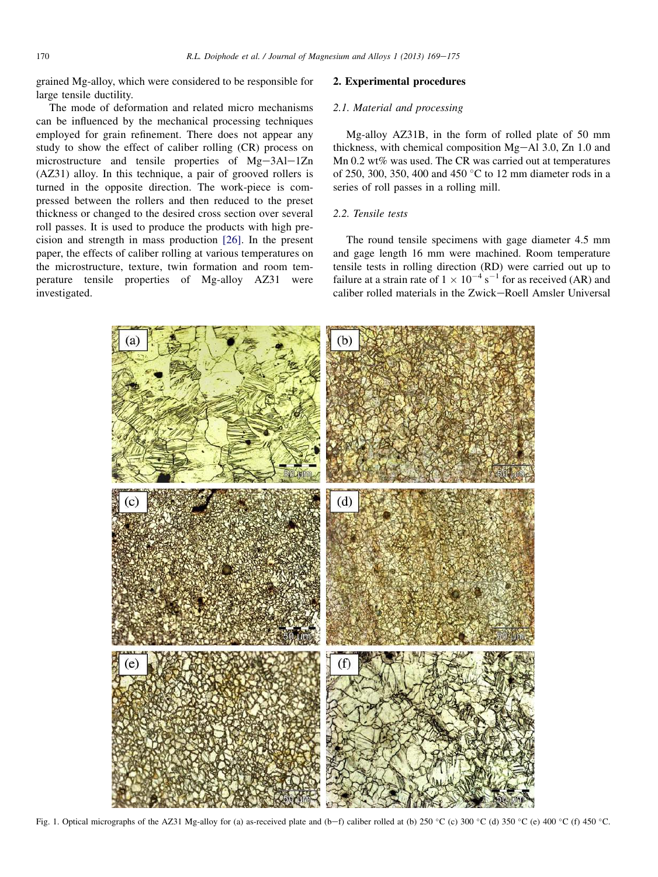grained Mg-alloy, which were considered to be responsible for large tensile ductility.

The mode of deformation and related micro mechanisms can be influenced by the mechanical processing techniques employed for grain refinement. There does not appear any study to show the effect of caliber rolling (CR) process on microstructure and tensile properties of Mg–3Al–1Zn (AZ31) alloy. In this technique, a pair of grooved rollers is turned in the opposite direction. The work-piece is compressed between the rollers and then reduced to the preset thickness or changed to the desired cross section over several roll passes. It is used to produce the products with high precision and strength in mass production [26]. In the present paper, the effects of caliber rolling at various temperatures on the microstructure, texture, twin formation and room temperature tensile properties of Mg-alloy AZ31 were investigated.

## 2. Experimental procedures

### 2.1. Material and processing

Mg-alloy AZ31B, in the form of rolled plate of 50 mm thickness, with chemical composition Mg–Al 3.0, Zn 1.0 and Mn 0.2 wt% was used. The CR was carried out at temperatures of 250, 300, 350, 400 and 450 °C to 12 mm diameter rods in a series of roll passes in a rolling mill.

### 2.2. Tensile tests

The round tensile specimens with gage diameter 4.5 mm and gage length 16 mm were machined. Room temperature tensile tests in rolling direction (RD) were carried out up to failure at a strain rate of $1 \times 10^{-4}$ s$^{-1}$ for as received (AR) and caliber rolled materials in the Zwick–Roell Amsler Universal

Fig. 1. Optical micrographs of the AZ31 Mg-alloy for (a) as-received plate and (b–f) caliber rolled at (b) 250 °C (c) 300 °C (d) 350 °C (e) 400 °C (f) 450 °C.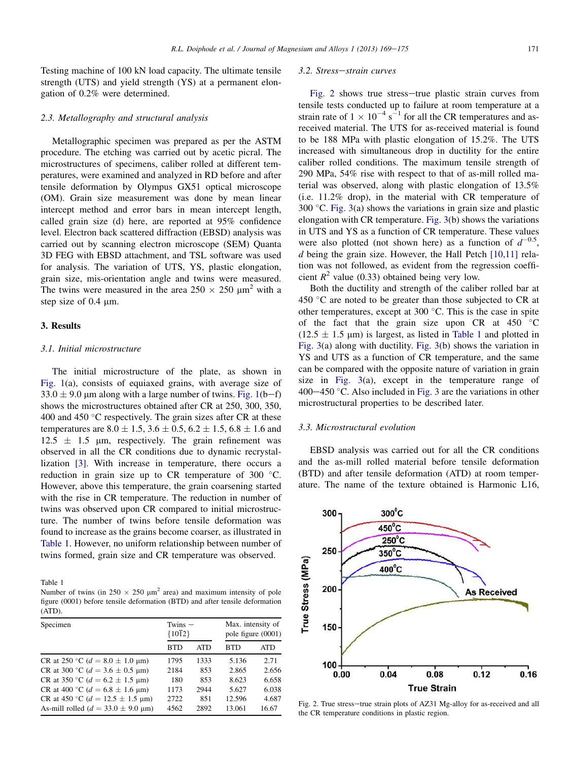Testing machine of 100 kN load capacity. The ultimate tensile strength (UTS) and yield strength (YS) at a permanent elongation of 0.2% were determined.

### 2.3. Metallography and structural analysis

Metallographic specimen was prepared as per the ASTM procedure. The etching was carried out by acetic picral. The microstructures of specimens, caliber rolled at different temperatures, were examined and analyzed in RD before and after tensile deformation by Olympus GX51 optical microscope (OM). Grain size measurement was done by mean linear intercept method and error bars in mean intercept length, called grain size (d) here, are reported at 95% confidence level. Electron back scattered diffraction (EBSD) analysis was carried out by scanning electron microscope (SEM) Quanta 3D FEG with EBSD attachment, and TSL software was used for analysis. The variation of UTS, YS, plastic elongation, grain size, mis-orientation angle and twins were measured. The twins were measured in the area 250 × 250 μm$^2$ with a step size of 0.4 μm.

## 3. Results

### 3.1. Initial microstructure

The initial microstructure of the plate, as shown in Fig. 1(a), consists of equiaxed grains, with average size of 33.0 ± 9.0 μm along with a large number of twins. Fig. 1(b−f) shows the microstructures obtained after CR at 250, 300, 350, 400 and 450 °C respectively. The grain sizes after CR at these temperatures are 8.0 ± 1.5, 3.6 ± 0.5, 6.2 ± 1.5, 6.8 ± 1.6 and 12.5 ± 1.5 μm, respectively. The grain refinement was observed in all the CR conditions due to dynamic recrystallization [3]. With increase in temperature, there occurs a reduction in grain size up to CR temperature of 300 °C. However, above this temperature, the grain coarsening started with the rise in CR temperature. The reduction in number of twins was observed upon CR compared to initial microstructure. The number of twins before tensile deformation was found to increase as the grains become coarser, as illustrated in Table 1. However, no uniform relationship between number of twins formed, grain size and CR temperature was observed.

Table 1
Number of twins (in 250 × 250 μm$^2$ area) and maximum intensity of pole figure (0001) before tensile deformation (BTD) and after tensile deformation (ATD).

| Specimen | Twins − {10$\bar{1}$2} | | Max. intensity of pole figure (0001) | |
|---|---|---|---|---|
| | BTD | ATD | BTD | ATD |
| CR at 250 °C (d = 8.0 ± 1.0 μm) | 1795 | 1333 | 5.136 | 2.71 |
| CR at 300 °C (d = 3.6 ± 0.5 μm) | 2184 | 853 | 2.865 | 2.656 |
| CR at 350 °C (d = 6.2 ± 1.5 μm) | 180 | 853 | 8.623 | 6.658 |
| CR at 400 °C (d = 6.8 ± 1.6 μm) | 1173 | 2944 | 5.627 | 6.038 |
| CR at 450 °C (d = 12.5 ± 1.5 μm) | 2722 | 851 | 12.596 | 4.687 |
| As-mill rolled (d = 33.0 ± 9.0 μm) | 4562 | 2892 | 13.061 | 16.67 |

### 3.2. Stress−strain curves

Fig. 2 shows true stress−true plastic strain curves from tensile tests conducted up to failure at room temperature at a strain rate of 1 × 10$^{-4}$ s$^{-1}$ for all the CR temperatures and as-received material. The UTS for as-received material is found to be 188 MPa with plastic elongation of 15.2%. The UTS increased with simultaneous drop in ductility for the entire caliber rolled conditions. The maximum tensile strength of 290 MPa, 54% rise with respect to that of as-mill rolled material was observed, along with plastic elongation of 13.5% (i.e. 11.2% drop), in the material with CR temperature of 300 °C. Fig. 3(a) shows the variations in grain size and plastic elongation with CR temperature. Fig. 3(b) shows the variations in UTS and YS as a function of CR temperature. These values were also plotted (not shown here) as a function of $d^{-0.5}$, $d$ being the grain size. However, the Hall Petch [10,11] relation was not followed, as evident from the regression coefficient $R^2$ value (0.33) obtained being very low.

Both the ductility and strength of the caliber rolled bar at 450 °C are noted to be greater than those subjected to CR at other temperatures, except at 300 °C. This is the case in spite of the fact that the grain size upon CR at 450 °C (12.5 ± 1.5 μm) is largest, as listed in Table 1 and plotted in Fig. 3(a) along with ductility. Fig. 3(b) shows the variation in YS and UTS as a function of CR temperature, and the same can be compared with the opposite nature of variation in grain size in Fig. 3(a), except in the temperature range of 400−450 °C. Also included in Fig. 3 are the variations in other microstructural properties to be described later.

### 3.3. Microstructural evolution

EBSD analysis was carried out for all the CR conditions and the as-mill rolled material before tensile deformation (BTD) and after tensile deformation (ATD) at room temperature. The name of the texture obtained is Harmonic L16,

Fig. 2. True stress−true strain plots of AZ31 Mg-alloy for as-received and all the CR temperature conditions in plastic region.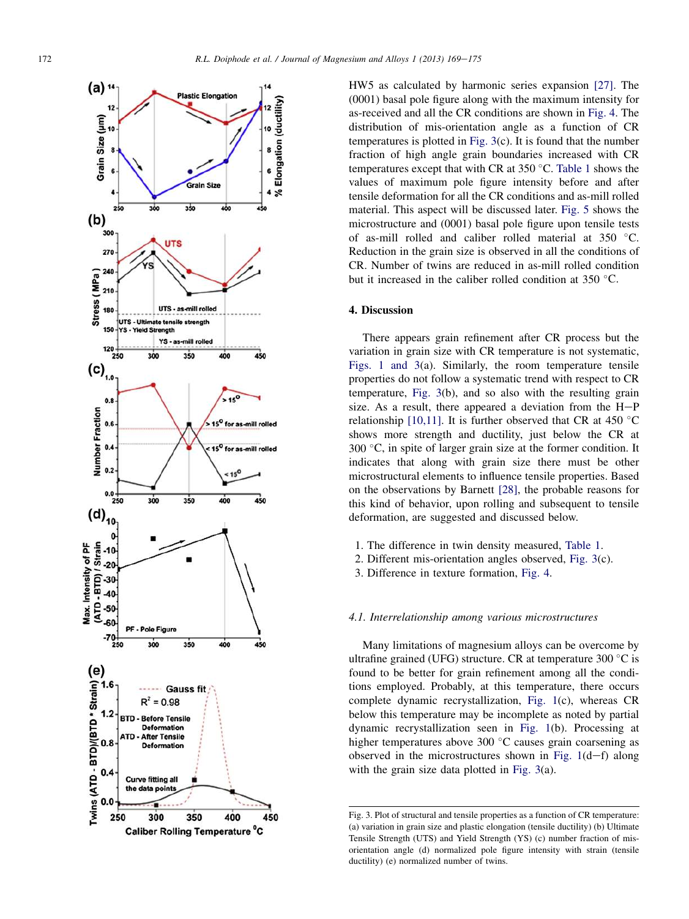HW5 as calculated by harmonic series expansion [27]. The (0001) basal pole figure along with the maximum intensity for as-received and all the CR conditions are shown in Fig. 4. The distribution of mis-orientation angle as a function of CR temperatures is plotted in Fig. 3(c). It is found that the number fraction of high angle grain boundaries increased with CR temperatures except that with CR at 350 °C. Table 1 shows the values of maximum pole figure intensity before and after tensile deformation for all the CR conditions and as-mill rolled material. This aspect will be discussed later. Fig. 5 shows the microstructure and (0001) basal pole figure upon tensile tests of as-mill rolled and caliber rolled material at 350 °C. Reduction in the grain size is observed in all the conditions of CR. Number of twins are reduced in as-mill rolled condition but it increased in the caliber rolled condition at 350 °C.

Fig. 3. Plot of structural and tensile properties as a function of CR temperature: (a) variation in grain size and plastic elongation (tensile ductility) (b) Ultimate Tensile Strength (UTS) and Yield Strength (YS) (c) number fraction of mis-orientation angle (d) normalized pole figure intensity with strain (tensile ductility) (e) normalized number of twins.

## 4. Discussion

There appears grain refinement after CR process but the variation in grain size with CR temperature is not systematic, Figs. 1 and 3(a). Similarly, the room temperature tensile properties do not follow a systematic trend with respect to CR temperature, Fig. 3(b), and so also with the resulting grain size. As a result, there appeared a deviation from the H–P relationship [10,11]. It is further observed that CR at 450 °C shows more strength and ductility, just below the CR at 300 °C, in spite of larger grain size at the former condition. It indicates that along with grain size there must be other microstructural elements to influence tensile properties. Based on the observations by Barnett [28], the probable reasons for this kind of behavior, upon rolling and subsequent to tensile deformation, are suggested and discussed below.

1. The difference in twin density measured, Table 1.
2. Different mis-orientation angles observed, Fig. 3(c).
3. Difference in texture formation, Fig. 4.

### 4.1. Interrelationship among various microstructures

Many limitations of magnesium alloys can be overcome by ultrafine grained (UFG) structure. CR at temperature 300 °C is found to be better for grain refinement among all the conditions employed. Probably, at this temperature, there occurs complete dynamic recrystallization, Fig. 1(c), whereas CR below this temperature may be incomplete as noted by partial dynamic recrystallization seen in Fig. 1(b). Processing at higher temperatures above 300 °C causes grain coarsening as observed in the microstructures shown in Fig. 1(d–f) along with the grain size data plotted in Fig. 3(a).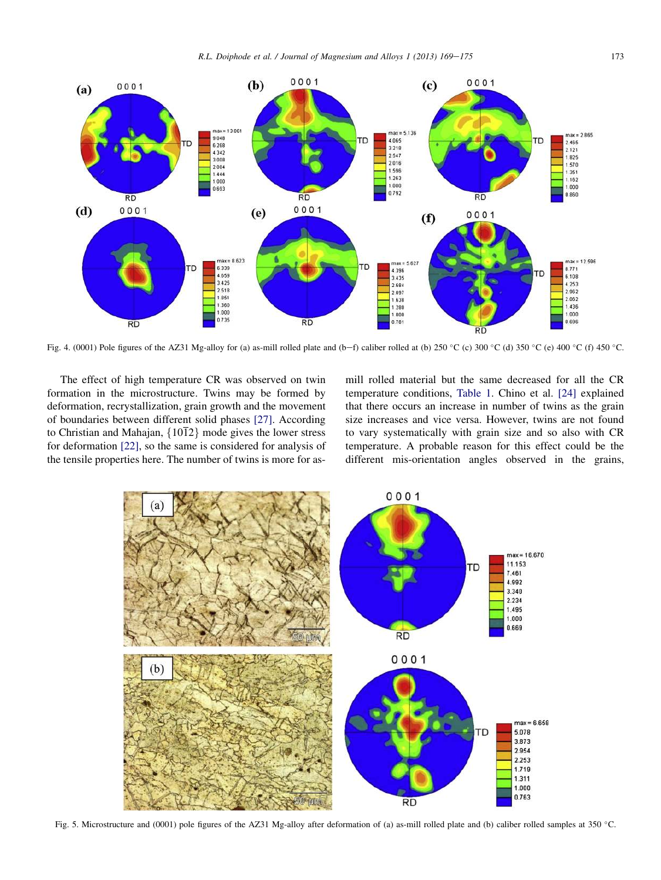Fig. 4. (0001) Pole figures of the AZ31 Mg-alloy for (a) as-mill rolled plate and (b–f) caliber rolled at (b) 250 °C (c) 300 °C (d) 350 °C (e) 400 °C (f) 450 °C.

The effect of high temperature CR was observed on twin formation in the microstructure. Twins may be formed by deformation, recrystallization, grain growth and the movement of boundaries between different solid phases [27]. According to Christian and Mahajan, $\{10\bar{1}2\}$ mode gives the lower stress for deformation [22], so the same is considered for analysis of the tensile properties here. The number of twins is more for as-mill rolled material but the same decreased for all the CR temperature conditions, Table 1. Chino et al. [24] explained that there occurs an increase in number of twins as the grain size increases and vice versa. However, twins are not found to vary systematically with grain size and so also with CR temperature. A probable reason for this effect could be the different mis-orientation angles observed in the grains,

Fig. 5. Microstructure and (0001) pole figures of the AZ31 Mg-alloy after deformation of (a) as-mill rolled plate and (b) caliber rolled samples at 350 °C.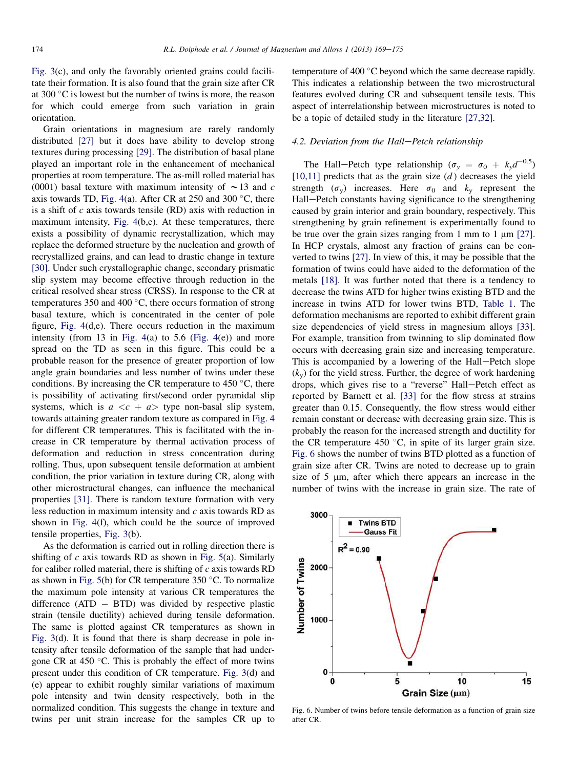Fig. 3(c), and only the favorably oriented grains could facilitate their formation. It is also found that the grain size after CR at 300 °C is lowest but the number of twins is more, the reason for which could emerge from such variation in grain orientation.

Grain orientations in magnesium are rarely randomly distributed [27] but it does have ability to develop strong textures during processing [29]. The distribution of basal plane played an important role in the enhancement of mechanical properties at room temperature. The as-mill rolled material has (0001) basal texture with maximum intensity of ~13 and c axis towards TD, Fig. 4(a). After CR at 250 and 300 °C, there is a shift of c axis towards tensile (RD) axis with reduction in maximum intensity, Fig. 4(b,c). At these temperatures, there exists a possibility of dynamic recrystallization, which may replace the deformed structure by the nucleation and growth of recrystallized grains, and can lead to drastic change in texture [30]. Under such crystallographic change, secondary prismatic slip system may become effective through reduction in the critical resolved shear stress (CRSS). In response to the CR at temperatures 350 and 400 °C, there occurs formation of strong basal texture, which is concentrated in the center of pole figure, Fig. 4(d,e). There occurs reduction in the maximum intensity (from 13 in Fig. 4(a) to 5.6 (Fig. 4(e)) and more spread on the TD as seen in this figure. This could be a probable reason for the presence of greater proportion of low angle grain boundaries and less number of twins under these conditions. By increasing the CR temperature to 450 °C, there is possibility of activating first/second order pyramidal slip systems, which is a <c + a> type non-basal slip system, towards attaining greater random texture as compared in Fig. 4 for different CR temperatures. This is facilitated with the increase in CR temperature by thermal activation process of deformation and reduction in stress concentration during rolling. Thus, upon subsequent tensile deformation at ambient condition, the prior variation in texture during CR, along with other microstructural changes, can influence the mechanical properties [31]. There is random texture formation with very less reduction in maximum intensity and c axis towards RD as shown in Fig. 4(f), which could be the source of improved tensile properties, Fig. 3(b).

As the deformation is carried out in rolling direction there is shifting of c axis towards RD as shown in Fig. 5(a). Similarly for caliber rolled material, there is shifting of c axis towards RD as shown in Fig. 5(b) for CR temperature 350 °C. To normalize the maximum pole intensity at various CR temperatures the difference (ATD − BTD) was divided by respective plastic strain (tensile ductility) achieved during tensile deformation. The same is plotted against CR temperatures as shown in Fig. 3(d). It is found that there is sharp decrease in pole intensity after tensile deformation of the sample that had undergone CR at 450 °C. This is probably the effect of more twins present under this condition of CR temperature. Fig. 3(d) and (e) appear to exhibit roughly similar variations of maximum pole intensity and twin density respectively, both in the normalized condition. This suggests the change in texture and twins per unit strain increase for the samples CR up to temperature of 400 °C beyond which the same decrease rapidly. This indicates a relationship between the two microstructural features evolved during CR and subsequent tensile tests. This aspect of interrelationship between microstructures is noted to be a topic of detailed study in the literature [27,32].

### 4.2. Deviation from the Hall–Petch relationship

The Hall–Petch type relationship ($\sigma_y = \sigma_0 + k_y d^{-0.5}$) [10,11] predicts that as the grain size ($d$) decreases the yield strength ($\sigma_y$) increases. Here $\sigma_0$ and $k_y$ represent the Hall–Petch constants having significance to the strengthening caused by grain interior and grain boundary, respectively. This strengthening by grain refinement is experimentally found to be true over the grain sizes ranging from 1 mm to 1 μm [27]. In HCP crystals, almost any fraction of grains can be converted to twins [27]. In view of this, it may be possible that the formation of twins could have aided to the deformation of the metals [18]. It was further noted that there is a tendency to decrease the twins ATD for higher twins existing BTD and the increase in twins ATD for lower twins BTD, Table 1. The deformation mechanisms are reported to exhibit different grain size dependencies of yield stress in magnesium alloys [33]. For example, transition from twinning to slip dominated flow occurs with decreasing grain size and increasing temperature. This is accompanied by a lowering of the Hall–Petch slope ($k_y$) for the yield stress. Further, the degree of work hardening drops, which gives rise to a "reverse" Hall–Petch effect as reported by Barnett et al. [33] for the flow stress at strains greater than 0.15. Consequently, the flow stress would either remain constant or decrease with decreasing grain size. This is probably the reason for the increased strength and ductility for the CR temperature 450 °C, in spite of its larger grain size. Fig. 6 shows the number of twins BTD plotted as a function of grain size after CR. Twins are noted to decrease up to grain size of 5 μm, after which there appears an increase in the number of twins with the increase in grain size. The rate of

Fig. 6. Number of twins before tensile deformation as a function of grain size after CR.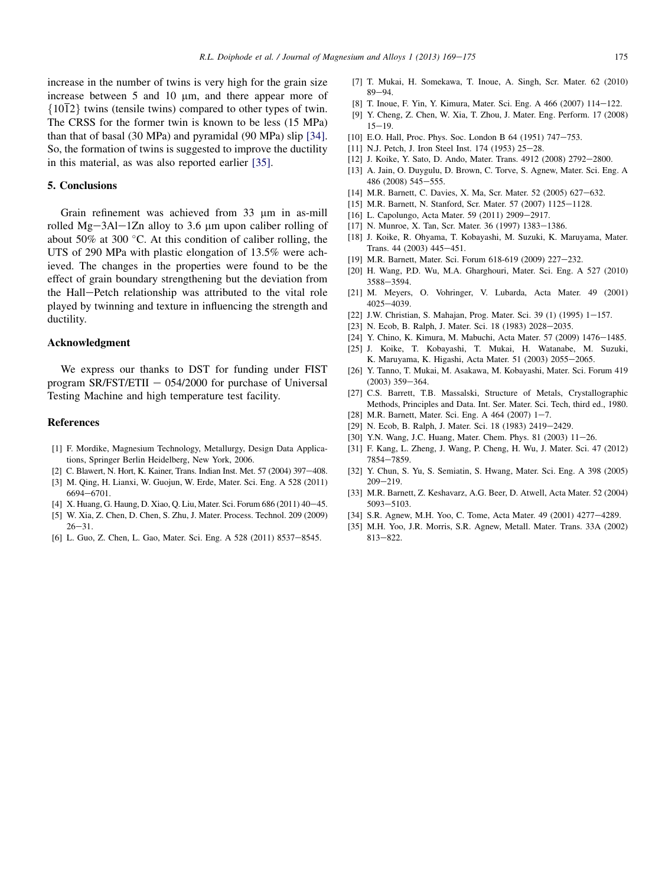increase in the number of twins is very high for the grain size increase between 5 and 10 μm, and there appear more of $\{10\bar{1}2\}$ twins (tensile twins) compared to other types of twin. The CRSS for the former twin is known to be less (15 MPa) than that of basal (30 MPa) and pyramidal (90 MPa) slip [34]. So, the formation of twins is suggested to improve the ductility in this material, as was also reported earlier [35].

## 5. Conclusions

Grain refinement was achieved from 33 μm in as-mill rolled Mg–3Al–1Zn alloy to 3.6 μm upon caliber rolling of about 50% at 300 °C. At this condition of caliber rolling, the UTS of 290 MPa with plastic elongation of 13.5% were achieved. The changes in the properties were found to be the effect of grain boundary strengthening but the deviation from the Hall–Petch relationship was attributed to the vital role played by twinning and texture in influencing the strength and ductility.

## Acknowledgment

We express our thanks to DST for funding under FIST program SR/FST/ETII – 054/2000 for purchase of Universal Testing Machine and high temperature test facility.

## References

[1] F. Mordike, Magnesium Technology, Metallurgy, Design Data Applications, Springer Berlin Heidelberg, New York, 2006.
[2] C. Blawert, N. Hort, K. Kainer, Trans. Indian Inst. Met. 57 (2004) 397–408.
[3] M. Qing, H. Lianxi, W. Guojun, W. Erde, Mater. Sci. Eng. A 528 (2011) 6694–6701.
[4] X. Huang, G. Haung, D. Xiao, Q. Liu, Mater. Sci. Forum 686 (2011) 40–45.
[5] W. Xia, Z. Chen, D. Chen, S. Zhu, J. Mater. Process. Technol. 209 (2009) 26–31.
[6] L. Guo, Z. Chen, L. Gao, Mater. Sci. Eng. A 528 (2011) 8537–8545.
[7] T. Mukai, H. Somekawa, T. Inoue, A. Singh, Scr. Mater. 62 (2010) 89–94.
[8] T. Inoue, F. Yin, Y. Kimura, Mater. Sci. Eng. A 466 (2007) 114–122.
[9] Y. Cheng, Z. Chen, W. Xia, T. Zhou, J. Mater. Eng. Perform. 17 (2008) 15–19.
[10] E.O. Hall, Proc. Phys. Soc. London B 64 (1951) 747–753.
[11] N.J. Petch, J. Iron Steel Inst. 174 (1953) 25–28.
[12] J. Koike, Y. Sato, D. Ando, Mater. Trans. 4912 (2008) 2792–2800.
[13] A. Jain, O. Duygulu, D. Brown, C. Torve, S. Agnew, Mater. Sci. Eng. A 486 (2008) 545–555.
[14] M.R. Barnett, C. Davies, X. Ma, Scr. Mater. 52 (2005) 627–632.
[15] M.R. Barnett, N. Stanford, Scr. Mater. 57 (2007) 1125–1128.
[16] L. Capolungo, Acta Mater. 59 (2011) 2909–2917.
[17] N. Munroe, X. Tan, Scr. Mater. 36 (1997) 1383–1386.
[18] J. Koike, R. Ohyama, T. Kobayashi, M. Suzuki, K. Maruyama, Mater. Trans. 44 (2003) 445–451.
[19] M.R. Barnett, Mater. Sci. Forum 618-619 (2009) 227–232.
[20] H. Wang, P.D. Wu, M.A. Gharghouri, Mater. Sci. Eng. A 527 (2010) 3588–3594.
[21] M. Meyers, O. Vohringer, V. Lubarda, Acta Mater. 49 (2001) 4025–4039.
[22] J.W. Christian, S. Mahajan, Prog. Mater. Sci. 39 (1) (1995) 1–157.
[23] N. Ecob, B. Ralph, J. Mater. Sci. 18 (1983) 2028–2035.
[24] Y. Chino, K. Kimura, M. Mabuchi, Acta Mater. 57 (2009) 1476–1485.
[25] J. Koike, T. Kobayashi, T. Mukai, H. Watanabe, M. Suzuki, K. Maruyama, K. Higashi, Acta Mater. 51 (2003) 2055–2065.
[26] Y. Tanno, T. Mukai, M. Asakawa, M. Kobayashi, Mater. Sci. Forum 419 (2003) 359–364.
[27] C.S. Barrett, T.B. Massalski, Structure of Metals, Crystallographic Methods, Principles and Data. Int. Ser. Mater. Sci. Tech, third ed., 1980.
[28] M.R. Barnett, Mater. Sci. Eng. A 464 (2007) 1–7.
[29] N. Ecob, B. Ralph, J. Mater. Sci. 18 (1983) 2419–2429.
[30] Y.N. Wang, J.C. Huang, Mater. Chem. Phys. 81 (2003) 11–26.
[31] F. Kang, L. Zheng, J. Wang, P. Cheng, H. Wu, J. Mater. Sci. 47 (2012) 7854–7859.
[32] Y. Chun, S. Yu, S. Semiatin, S. Hwang, Mater. Sci. Eng. A 398 (2005) 209–219.
[33] M.R. Barnett, Z. Keshavarz, A.G. Beer, D. Atwell, Acta Mater. 52 (2004) 5093–5103.
[34] S.R. Agnew, M.H. Yoo, C. Tome, Acta Mater. 49 (2001) 4277–4289.
[35] M.H. Yoo, J.R. Morris, S.R. Agnew, Metall. Mater. Trans. 33A (2002) 813–822.